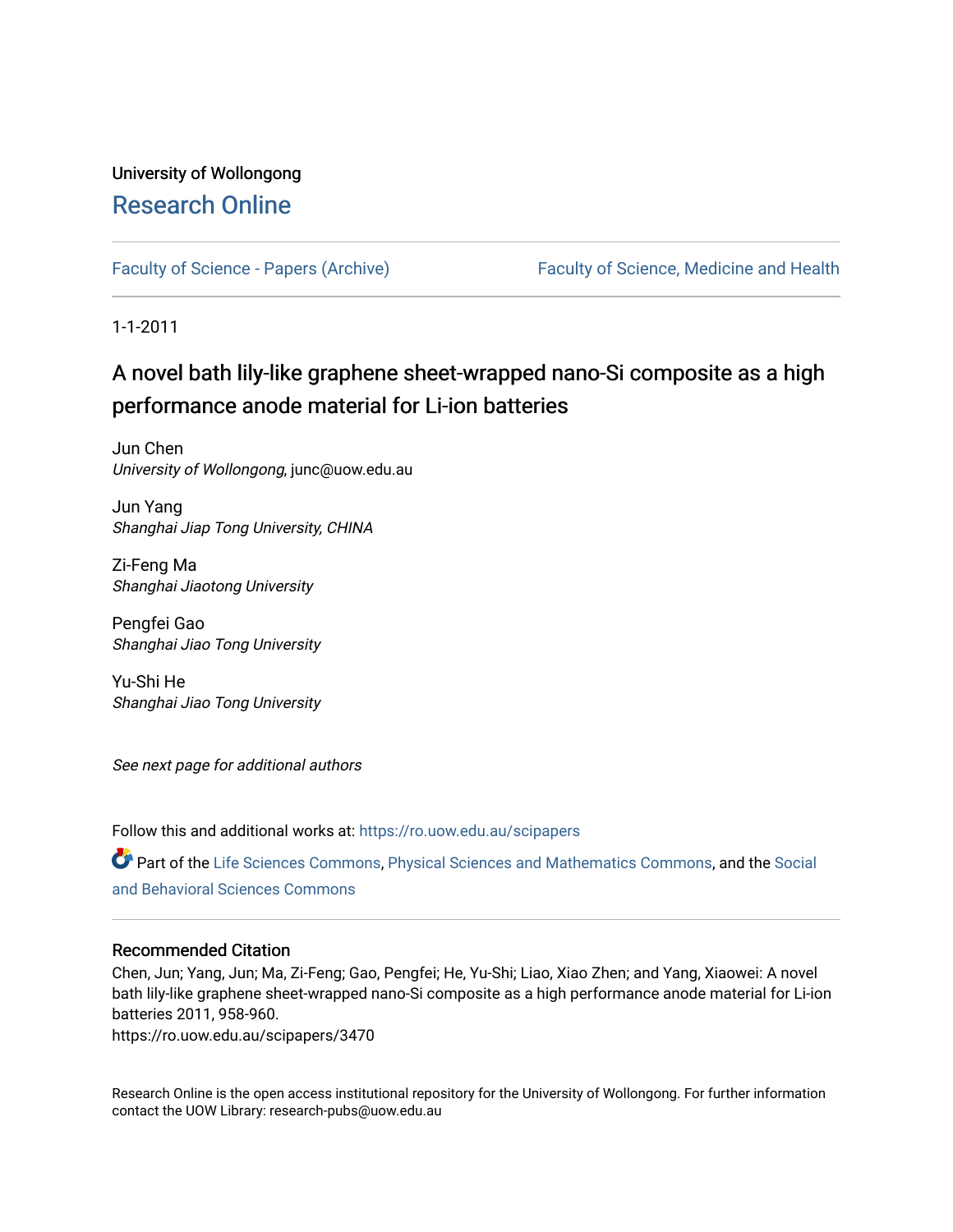University of Wollongong

# Research Online

Faculty of Science - Papers (Archive) | Faculty of Science, Medicine and Health

1-1-2011

## A novel bath lily-like graphene sheet-wrapped nano-Si composite as a high performance anode material for Li-ion batteries

Jun Chen
*University of Wollongong*, junc@uow.edu.au

Jun Yang
*Shanghai Jiap Tong University, CHINA*

Zi-Feng Ma
*Shanghai Jiaotong University*

Pengfei Gao
*Shanghai Jiao Tong University*

Yu-Shi He
*Shanghai Jiao Tong University*

*See next page for additional authors*

Follow this and additional works at: https://ro.uow.edu.au/scipapers

Part of the Life Sciences Commons, Physical Sciences and Mathematics Commons, and the Social and Behavioral Sciences Commons

### Recommended Citation

Chen, Jun; Yang, Jun; Ma, Zi-Feng; Gao, Pengfei; He, Yu-Shi; Liao, Xiao Zhen; and Yang, Xiaowei: A novel bath lily-like graphene sheet-wrapped nano-Si composite as a high performance anode material for Li-ion batteries 2011, 958-960.
https://ro.uow.edu.au/scipapers/3470

Research Online is the open access institutional repository for the University of Wollongong. For further information contact the UOW Library: research-pubs@uow.edu.au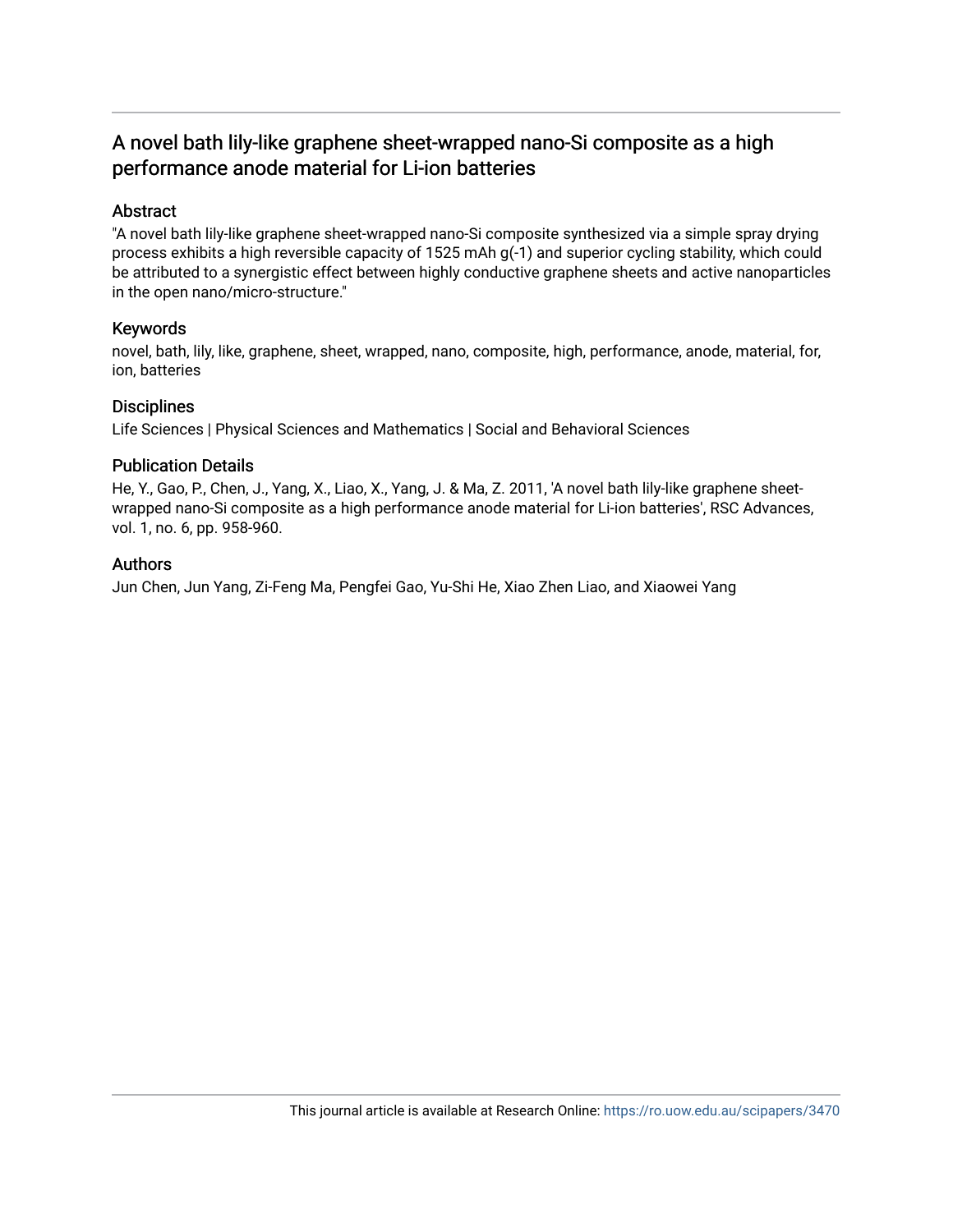# A novel bath lily-like graphene sheet-wrapped nano-Si composite as a high performance anode material for Li-ion batteries

## Abstract

"A novel bath lily-like graphene sheet-wrapped nano-Si composite synthesized via a simple spray drying process exhibits a high reversible capacity of 1525 mAh g(-1) and superior cycling stability, which could be attributed to a synergistic effect between highly conductive graphene sheets and active nanoparticles in the open nano/micro-structure."

## Keywords

novel, bath, lily, like, graphene, sheet, wrapped, nano, composite, high, performance, anode, material, for, ion, batteries

## Disciplines

Life Sciences | Physical Sciences and Mathematics | Social and Behavioral Sciences

## Publication Details

He, Y., Gao, P., Chen, J., Yang, X., Liao, X., Yang, J. & Ma, Z. 2011, 'A novel bath lily-like graphene sheet-wrapped nano-Si composite as a high performance anode material for Li-ion batteries', RSC Advances, vol. 1, no. 6, pp. 958-960.

## Authors

Jun Chen, Jun Yang, Zi-Feng Ma, Pengfei Gao, Yu-Shi He, Xiao Zhen Liao, and Xiaowei Yang

This journal article is available at Research Online: https://ro.uow.edu.au/scipapers/3470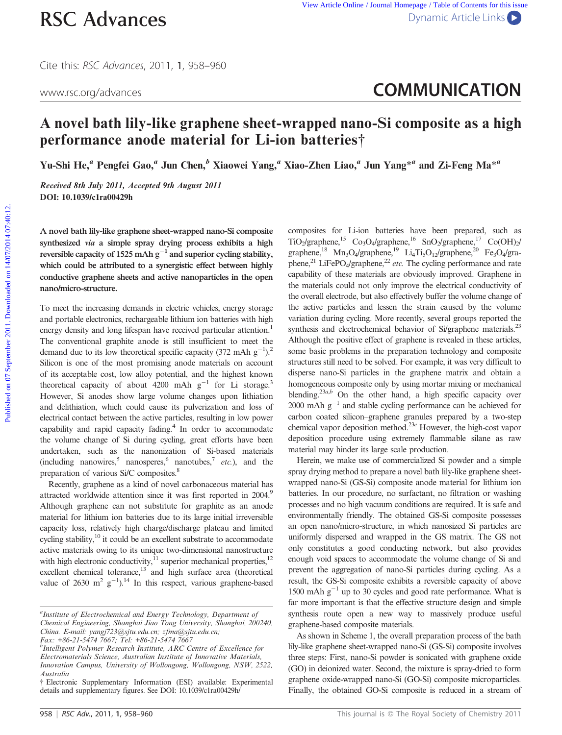# A novel bath lily-like graphene sheet-wrapped nano-Si composite as a high performance anode material for Li-ion batteries†

Yu-Shi He,[a] Pengfei Gao,[a] Jun Chen,[b] Xiaowei Yang,[a] Xiao-Zhen Liao,[a] Jun Yang*[a] and Zi-Feng Ma*[a]

*Received 8th July 2011, Accepted 9th August 2011*
**DOI: 10.1039/c1ra00429h**

**A novel bath lily-like graphene sheet-wrapped nano-Si composite synthesized *via* a simple spray drying process exhibits a high reversible capacity of 1525 mAh $g^{-1}$ and superior cycling stability, which could be attributed to a synergistic effect between highly conductive graphene sheets and active nanoparticles in the open nano/micro-structure.**

To meet the increasing demands in electric vehicles, energy storage and portable electronics, rechargeable lithium ion batteries with high energy density and long lifespan have received particular attention.[1] The conventional graphite anode is still insufficient to meet the demand due to its low theoretical specific capacity (372 mAh $g^{-1}$).[2] Silicon is one of the most promising anode materials on account of its acceptable cost, low alloy potential, and the highest known theoretical capacity of about 4200 mAh $g^{-1}$ for Li storage.[3] However, Si anodes show large volume changes upon lithiation and delithiation, which could cause its pulverization and loss of electrical contact between the active particles, resulting in low power capability and rapid capacity fading.[4] In order to accommodate the volume change of Si during cycling, great efforts have been undertaken, such as the nanonization of Si-based materials (including nanowires,[5] nanosperes,[6] nanotubes,[7] *etc.*), and the preparation of various Si/C composites.[8]

Recently, graphene as a kind of novel carbonaceous material has attracted worldwide attention since it was first reported in 2004.[9] Although graphene can not substitute for graphite as an anode material for lithium ion batteries due to its large initial irreversible capacity loss, relatively high charge/discharge plateau and limited cycling stability,[10] it could be an excellent substrate to accommodate active materials owing to its unique two-dimensional nanostructure with high electronic conductivity,[11] superior mechanical properties,[12] excellent chemical tolerance,[13] and high surface area (theoretical value of 2630 $m^2$ $g^{-1}$).[14] In this respect, various graphene-based composites for Li-ion batteries have been prepared, such as $TiO_2$/graphene,[15] $Co_3O_4$/graphene,[16] $SnO_2$/graphene,[17] $Co(OH)_2$/graphene,[18] $Mn_3O_4$/graphene,[19] $Li_4Ti_5O_{12}$/graphene,[20] $Fe_3O_4$/graphene,[21] $LiFePO_4$/graphene,[22] *etc.* The cycling performance and rate capability of these materials are obviously improved. Graphene in the materials could not only improve the electrical conductivity of the overall electrode, but also effectively buffer the volume change of the active particles and lessen the strain caused by the volume variation during cycling. More recently, several groups reported the synthesis and electrochemical behavior of Si/graphene materials.[23] Although the positive effect of graphene is revealed in these articles, some basic problems in the preparation technology and composite structures still need to be solved. For example, it was very difficult to disperse nano-Si particles in the graphene matrix and obtain a homogeneous composite only by using mortar mixing or mechanical blending.[23a,b] On the other hand, a high specific capacity over 2000 mAh $g^{-1}$ and stable cycling performance can be achieved for carbon coated silicon–graphene granules prepared by a two-step chemical vapor deposition method.[23e] However, the high-cost vapor deposition procedure using extremely flammable silane as raw material may hinder its large scale production.

Herein, we make use of commercialized Si powder and a simple spray drying method to prepare a novel bath lily-like graphene sheet-wrapped nano-Si (GS-Si) composite anode material for lithium ion batteries. In our procedure, no surfactant, no filtration or washing processes and no high vacuum conditions are required. It is safe and environmentally friendly. The obtained GS-Si composite possesses an open nano/micro-structure, in which nanosized Si particles are uniformly dispersed and wrapped in the GS matrix. The GS not only constitutes a good conducting network, but also provides enough void spaces to accommodate the volume change of Si and prevent the aggregation of nano-Si particles during cycling. As a result, the GS-Si composite exhibits a reversible capacity of above 1500 mAh $g^{-1}$ up to 30 cycles and good rate performance. What is far more important is that the effective structure design and simple synthesis route open a new way to massively produce useful graphene-based composite materials.

As shown in Scheme 1, the overall preparation process of the bath lily-like graphene sheet-wrapped nano-Si (GS-Si) composite involves three steps: First, nano-Si powder is sonicated with graphene oxide (GO) in deionized water. Second, the mixture is spray-dried to form graphene oxide-wrapped nano-Si (GO-Si) composite microparticles. Finally, the obtained GO-Si composite is reduced in a stream of

---

[a] Institute of Electrochemical and Energy Technology, Department of Chemical Engineering, Shanghai Jiao Tong University, Shanghai, 200240, China. E-mail: yangj723@sjtu.edu.cn; zfma@sjtu.edu.cn; Fax: +86-21-5474 7667; Tel: +86-21-5474 7667

[b] Intelligent Polymer Research Institute, ARC Centre of Excellence for Electromaterials Science, Australian Institute of Innovative Materials, Innovation Campus, University of Wollongong, Wollongong, NSW, 2522, Australia

† Electronic Supplementary Information (ESI) available: Experimental details and supplementary figures. See DOI: 10.1039/c1ra00429h/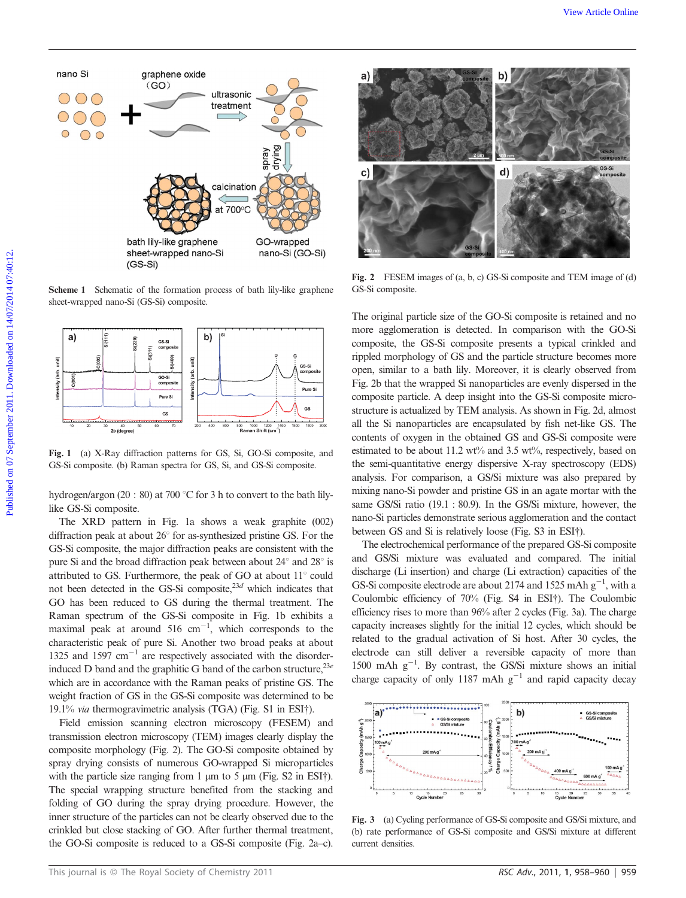Scheme 1 Schematic of the formation process of bath lily-like graphene sheet-wrapped nano-Si (GS-Si) composite.

Fig. 1 (a) X-Ray diffraction patterns for GS, Si, GO-Si composite, and GS-Si composite. (b) Raman spectra for GS, Si, and GS-Si composite.

hydrogen/argon (20 : 80) at 700 °C for 3 h to convert to the bath lily-like GS-Si composite.

The XRD pattern in Fig. 1a shows a weak graphite (002) diffraction peak at about 26° for as-synthesized pristine GS. For the GS-Si composite, the major diffraction peaks are consistent with the pure Si and the broad diffraction peak between about 24° and 28° is attributed to GS. Furthermore, the peak of GO at about 11° could not be detected in the GS-Si composite,[23d] which indicates that GO has been reduced to GS during the thermal treatment. The Raman spectrum of the GS-Si composite in Fig. 1b exhibits a maximal peak at around 516 $cm^{-1}$, which corresponds to the characteristic peak of pure Si. Another two broad peaks at about 1325 and 1597 $cm^{-1}$ are respectively associated with the disorder-induced D band and the graphitic G band of the carbon structure,[23e] which are in accordance with the Raman peaks of pristine GS. The weight fraction of GS in the GS-Si composite was determined to be 19.1% *via* thermogravimetric analysis (TGA) (Fig. S1 in ESI†).

Field emission scanning electron microscopy (FESEM) and transmission electron microscopy (TEM) images clearly display the composite morphology (Fig. 2). The GO-Si composite obtained by spray drying consists of numerous GO-wrapped Si microparticles with the particle size ranging from 1 μm to 5 μm (Fig. S2 in ESI†). The special wrapping structure benefited from the stacking and folding of GO during the spray drying procedure. However, the inner structure of the particles can not be clearly observed due to the crinkled but close stacking of GO. After further thermal treatment, the GO-Si composite is reduced to a GS-Si composite (Fig. 2a–c).

Fig. 2 FESEM images of (a, b, c) GS-Si composite and TEM image of (d) GS-Si composite.

The original particle size of the GO-Si composite is retained and no more agglomeration is detected. In comparison with the GO-Si composite, the GS-Si composite presents a typical crinkled and rippled morphology of GS and the particle structure becomes more open, similar to a bath lily. Moreover, it is clearly observed from Fig. 2b that the wrapped Si nanoparticles are evenly dispersed in the composite particle. A deep insight into the GS-Si composite microstructure is actualized by TEM analysis. As shown in Fig. 2d, almost all the Si nanoparticles are encapsulated by fish net-like GS. The contents of oxygen in the obtained GS and GS-Si composite were estimated to be about 11.2 wt% and 3.5 wt%, respectively, based on the semi-quantitative energy dispersive X-ray spectroscopy (EDS) analysis. For comparison, a GS/Si mixture was also prepared by mixing nano-Si powder and pristine GS in an agate mortar with the same GS/Si ratio (19.1 : 80.9). In the GS/Si mixture, however, the nano-Si particles demonstrate serious agglomeration and the contact between GS and Si is relatively loose (Fig. S3 in ESI†).

The electrochemical performance of the prepared GS-Si composite and GS/Si mixture was evaluated and compared. The initial discharge (Li insertion) and charge (Li extraction) capacities of the GS-Si composite electrode are about 2174 and 1525 mAh $g^{-1}$, with a Coulombic efficiency of 70% (Fig. S4 in ESI†). The Coulombic efficiency rises to more than 96% after 2 cycles (Fig. 3a). The charge capacity increases slightly for the initial 12 cycles, which should be related to the gradual activation of Si host. After 30 cycles, the electrode can still deliver a reversible capacity of more than 1500 mAh $g^{-1}$. By contrast, the GS/Si mixture shows an initial charge capacity of only 1187 mAh $g^{-1}$ and rapid capacity decay

Fig. 3 (a) Cycling performance of GS-Si composite and GS/Si mixture, and (b) rate performance of GS-Si composite and GS/Si mixture at different current densities.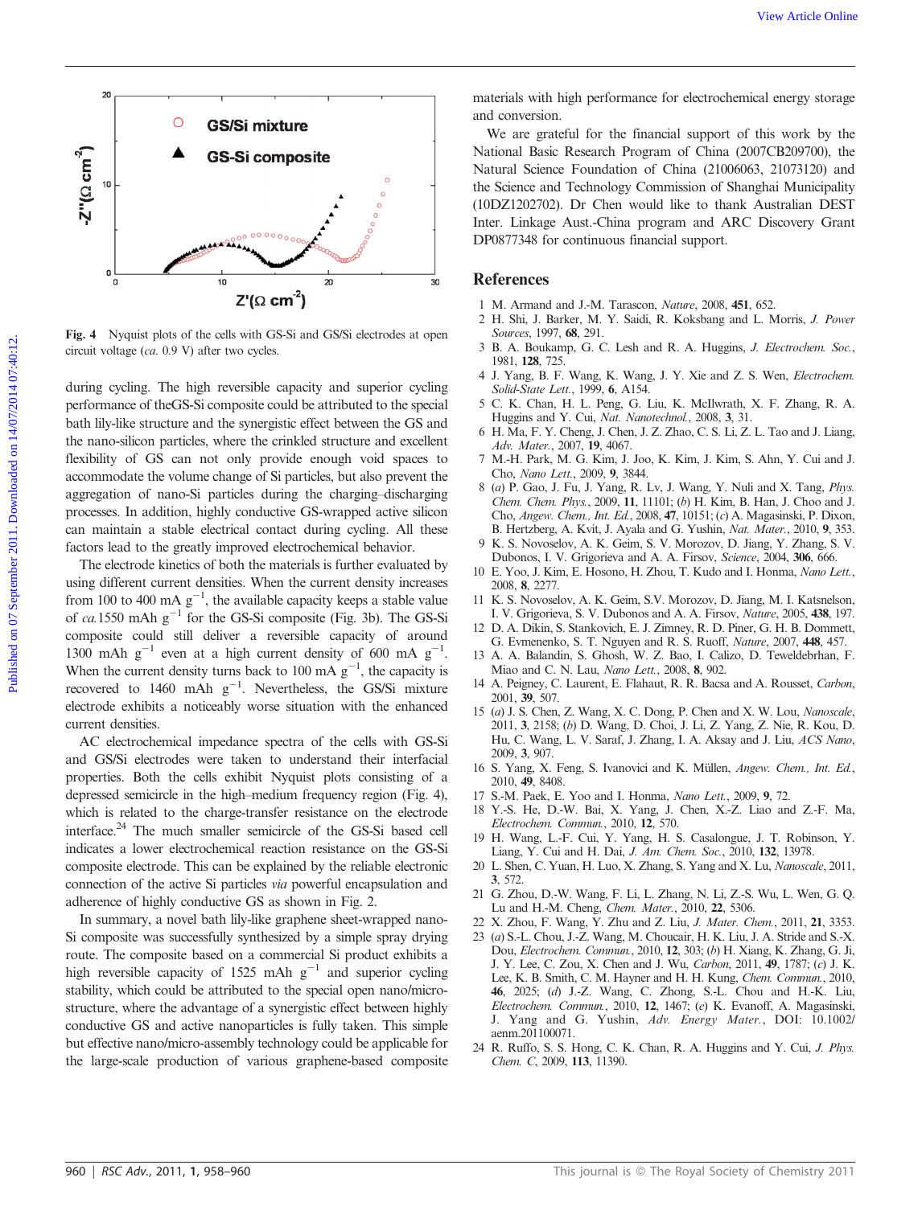20

GS/Si mixture

GS-Si composite

-Z''(Ω cm$^{-2}$)

10

0

0

10

20

30

Z'(Ω cm$^{-2}$)

**Fig. 4** Nyquist plots of the cells with GS-Si and GS/Si electrodes at open circuit voltage (*ca.* 0.9 V) after two cycles.

during cycling. The high reversible capacity and superior cycling performance of theGS-Si composite could be attributed to the special bath lily-like structure and the synergistic effect between the GS and the nano-silicon particles, where the crinkled structure and excellent flexibility of GS can not only provide enough void spaces to accommodate the volume change of Si particles, but also prevent the aggregation of nano-Si particles during the charging–discharging processes. In addition, highly conductive GS-wrapped active silicon can maintain a stable electrical contact during cycling. All these factors lead to the greatly improved electrochemical behavior.

The electrode kinetics of both the materials is further evaluated by using different current densities. When the current density increases from 100 to 400 mA g$^{-1}$, the available capacity keeps a stable value of *ca.* 1550 mAh g$^{-1}$ for the GS-Si composite (Fig. 3b). The GS-Si composite could still deliver a reversible capacity of around 1300 mAh g$^{-1}$ even at a high current density of 600 mA g$^{-1}$. When the current density turns back to 100 mA g$^{-1}$, the capacity is recovered to 1460 mAh g$^{-1}$. Nevertheless, the GS/Si mixture electrode exhibits a noticeably worse situation with the enhanced current densities.

AC electrochemical impedance spectra of the cells with GS-Si and GS/Si electrodes were taken to understand their interfacial properties. Both the cells exhibit Nyquist plots consisting of a depressed semicircle in the high–medium frequency region (Fig. 4), which is related to the charge-transfer resistance on the electrode interface.[24] The much smaller semicircle of the GS-Si based cell indicates a lower electrochemical reaction resistance on the GS-Si composite electrode. This can be explained by the reliable electronic connection of the active Si particles *via* powerful encapsulation and adherence of highly conductive GS as shown in Fig. 2.

In summary, a novel bath lily-like graphene sheet-wrapped nano-Si composite was successfully synthesized by a simple spray drying route. The composite based on a commercial Si product exhibits a high reversible capacity of 1525 mAh g$^{-1}$ and superior cycling stability, which could be attributed to the special open nano/micro-structure, where the advantage of a synergistic effect between highly conductive GS and active nanoparticles is fully taken. This simple but effective nano/micro-assembly technology could be applicable for the large-scale production of various graphene-based composite materials with high performance for electrochemical energy storage and conversion.

We are grateful for the financial support of this work by the National Basic Research Program of China (2007CB209700), the Natural Science Foundation of China (21006063, 21073120) and the Science and Technology Commission of Shanghai Municipality (10DZ1202702). Dr Chen would like to thank Australian DEST Inter. Linkage Aust.-China program and ARC Discovery Grant DP0877348 for continuous financial support.

## References

1 M. Armand and J.-M. Tarascon, *Nature*, 2008, **451**, 652.
2 H. Shi, J. Barker, M. Y. Saidi, R. Koksbang and L. Morris, *J. Power Sources*, 1997, **68**, 291.
3 B. A. Boukamp, G. C. Lesh and R. A. Huggins, *J. Electrochem. Soc.*, 1981, **128**, 725.
4 J. Yang, B. F. Wang, K. Wang, J. Y. Xie and Z. S. Wen, *Electrochem. Solid-State Lett.*, 1999, **6**, A154.
5 C. K. Chan, H. L. Peng, G. Liu, K. McIlwrath, X. F. Zhang, R. A. Huggins and Y. Cui, *Nat. Nanotechnol.*, 2008, **3**, 31.
6 H. Ma, F. Y. Cheng, J. Chen, J. Z. Zhao, C. S. Li, Z. L. Tao and J. Liang, *Adv. Mater.*, 2007, **19**, 4067.
7 M.-H. Park, M. G. Kim, J. Joo, K. Kim, J. Kim, S. Ahn, Y. Cui and J. Cho, *Nano Lett.*, 2009, **9**, 3844.
8 (*a*) P. Gao, J. Fu, J. Yang, R. Lv, J. Wang, Y. Nuli and X. Tang, *Phys. Chem. Chem. Phys.*, 2009, **11**, 11101; (*b*) H. Kim, B. Han, J. Choo and J. Cho, *Angew. Chem., Int. Ed.*, 2008, **47**, 10151; (*c*) A. Magasinski, P. Dixon, B. Hertzberg, A. Kvit, J. Ayala and G. Yushin, *Nat. Mater.*, 2010, **9**, 353.
9 K. S. Novoselov, A. K. Geim, S. V. Morozov, D. Jiang, Y. Zhang, S. V. Dubonos, I. V. Grigorieva and A. A. Firsov, *Science*, 2004, **306**, 666.
10 E. Yoo, J. Kim, E. Hosono, H. Zhou, T. Kudo and I. Honma, *Nano Lett.*, 2008, **8**, 2277.
11 K. S. Novoselov, A. K. Geim, S.V. Morozov, D. Jiang, M. I. Katsnelson, I. V. Grigorieva, S. V. Dubonos and A. A. Firsov, *Nature*, 2005, **438**, 197.
12 D. A. Dikin, S. Stankovich, E. J. Zimney, R. D. Piner, G. H. B. Dommett, G. Evmenenko, S. T. Nguyen and R. S. Ruoff, *Nature*, 2007, **448**, 457.
13 A. A. Balandin, S. Ghosh, W. Z. Bao, I. Calizo, D. Teweldebrhan, F. Miao and C. N. Lau, *Nano Lett.*, 2008, **8**, 902.
14 A. Peigney, C. Laurent, E. Flahaut, R. R. Bacsa and A. Rousset, *Carbon*, 2001, **39**, 507.
15 (*a*) J. S. Chen, Z. Wang, X. C. Dong, P. Chen and X. W. Lou, *Nanoscale*, 2011, **3**, 2158; (*b*) D. Wang, D. Choi, J. Li, Z. Yang, Z. Nie, R. Kou, D. Hu, C. Wang, L. V. Saraf, J. Zhang, I. A. Aksay and J. Liu, *ACS Nano*, 2009, **3**, 907.
16 S. Yang, X. Feng, S. Ivanovici and K. Müllen, *Angew. Chem., Int. Ed.*, 2010, **49**, 8408.
17 S.-M. Paek, E. Yoo and I. Honma, *Nano Lett.*, 2009, **9**, 72.
18 Y.-S. He, D.-W. Bai, X. Yang, J. Chen, X.-Z. Liao and Z.-F. Ma, *Electrochem. Commun.*, 2010, **12**, 570.
19 H. Wang, L.-F. Cui, Y. Yang, H. S. Casalongue, J. T. Robinson, Y. Liang, Y. Cui and H. Dai, *J. Am. Chem. Soc.*, 2010, **132**, 13978.
20 L. Shen, C. Yuan, H. Luo, X. Zhang, S. Yang and X. Lu, *Nanoscale*, 2011, **3**, 572.
21 G. Zhou, D.-W. Wang, F. Li, L. Zhang, N. Li, Z.-S. Wu, L. Wen, G. Q. Lu and H.-M. Cheng, *Chem. Mater.*, 2010, **22**, 5306.
22 X. Zhou, F. Wang, Y. Zhu and Z. Liu, *J. Mater. Chem.*, 2011, **21**, 3353.
23 (*a*) S.-L. Chou, J.-Z. Wang, M. Choucair, H. K. Liu, J. A. Stride and S.-X. Dou, *Electrochem. Commun.*, 2010, **12**, 303; (*b*) H. Xiang, K. Zhang, G. Ji, J. Y. Lee, C. Zou, X. Chen and J. Wu, *Carbon*, 2011, **49**, 1787; (*c*) J. K. Lee, K. B. Smith, C. M. Hayner and H. H. Kung, *Chem. Commun.*, 2010, **46**, 2025; (*d*) J.-Z. Wang, C. Zhong, S.-L. Chou and H.-K. Liu, *Electrochem. Commun.*, 2010, **12**, 1467; (*e*) K. Evanoff, A. Magasinski, J. Yang and G. Yushin, *Adv. Energy Mater.*, DOI: 10.1002/aenm.201100071.
24 R. Ruffo, S. S. Hong, C. K. Chan, R. A. Huggins and Y. Cui, *J. Phys. Chem. C*, 2009, **113**, 11390.